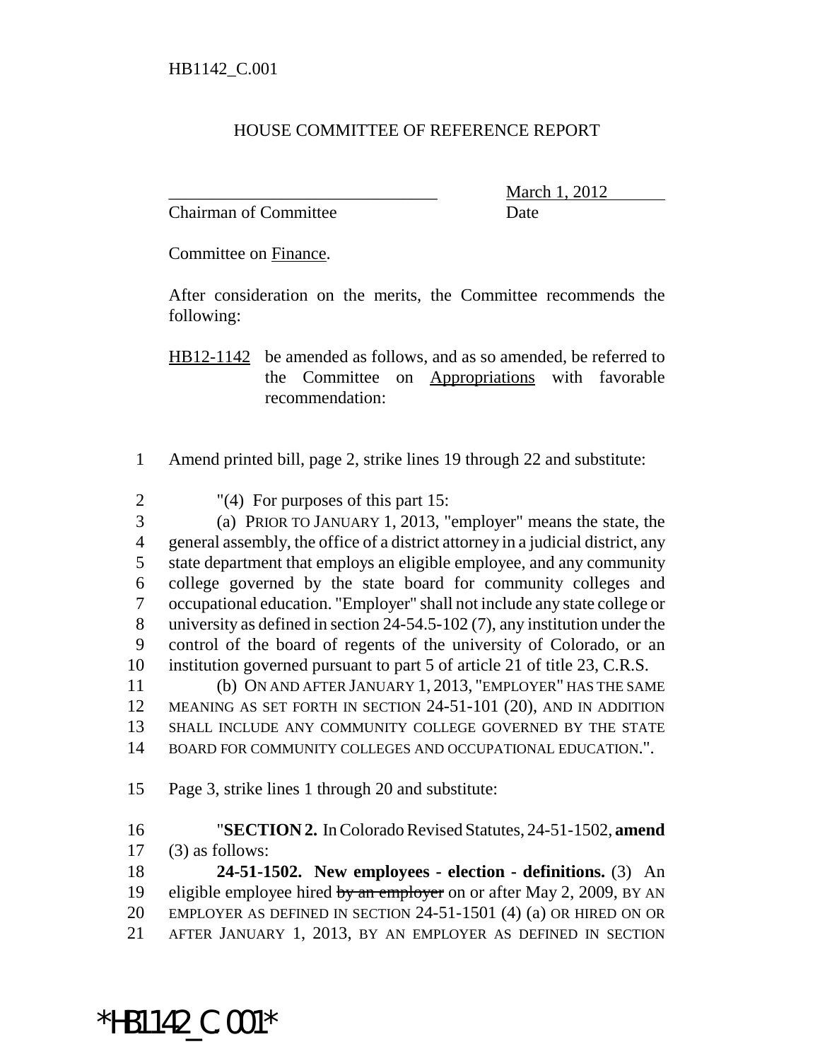HB1142_C.001

HOUSE COMMITTEE OF REFERENCE REPORT

_______________________________ March 1, 2012
Chairman of Committee Date

Committee on Finance.

After consideration on the merits, the Committee recommends the following:

HB12-1142 be amended as follows, and as so amended, be referred to the Committee on Appropriations with favorable recommendation:

1 Amend printed bill, page 2, strike lines 19 through 22 and substitute:

2 "(4) For purposes of this part 15:
3 (a) PRIOR TO JANUARY 1, 2013, "employer" means the state, the
4 general assembly, the office of a district attorney in a judicial district, any
5 state department that employs an eligible employee, and any community
6 college governed by the state board for community colleges and
7 occupational education. "Employer" shall not include any state college or
8 university as defined in section 24-54.5-102 (7), any institution under the
9 control of the board of regents of the university of Colorado, or an
10 institution governed pursuant to part 5 of article 21 of title 23, C.R.S.
11 (b) ON AND AFTER JANUARY 1, 2013, "EMPLOYER" HAS THE SAME
12 MEANING AS SET FORTH IN SECTION 24-51-101 (20), AND IN ADDITION
13 SHALL INCLUDE ANY COMMUNITY COLLEGE GOVERNED BY THE STATE
14 BOARD FOR COMMUNITY COLLEGES AND OCCUPATIONAL EDUCATION.".

15 Page 3, strike lines 1 through 20 and substitute:

16 "**SECTION 2.** In Colorado Revised Statutes, 24-51-1502, **amend**
17 (3) as follows:
18 **24-51-1502. New employees - election - definitions.** (3) An
19 eligible employee hired ~~by an employer~~ on or after May 2, 2009, BY AN
20 EMPLOYER AS DEFINED IN SECTION 24-51-1501 (4) (a) OR HIRED ON OR
21 AFTER JANUARY 1, 2013, BY AN EMPLOYER AS DEFINED IN SECTION

*HB1142_C.001*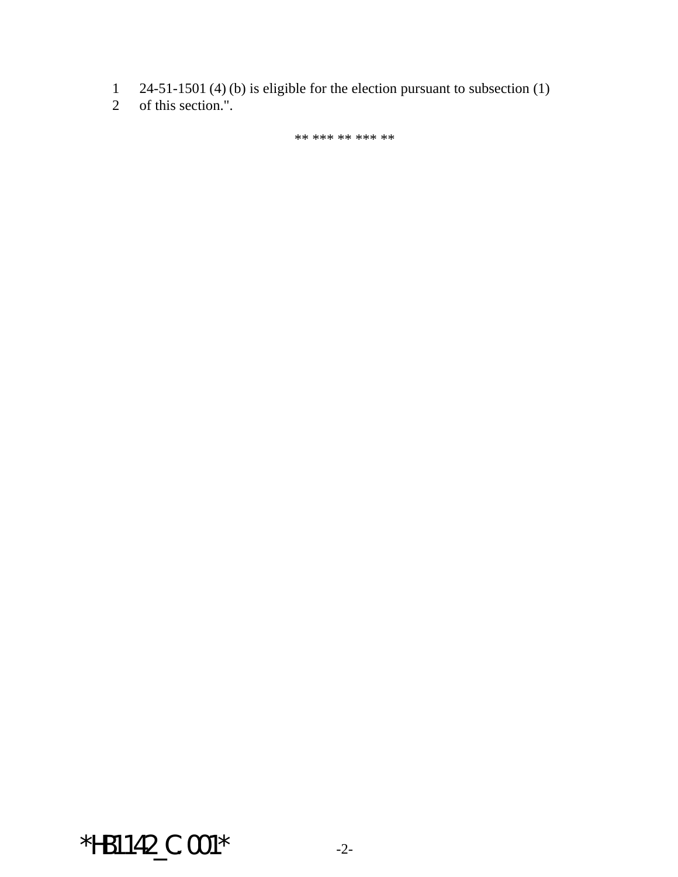1 24-51-1501 (4) (b) is eligible for the election pursuant to subsection (1)
2 of this section.".

** *** ** *** **

*HB1142_C.001*